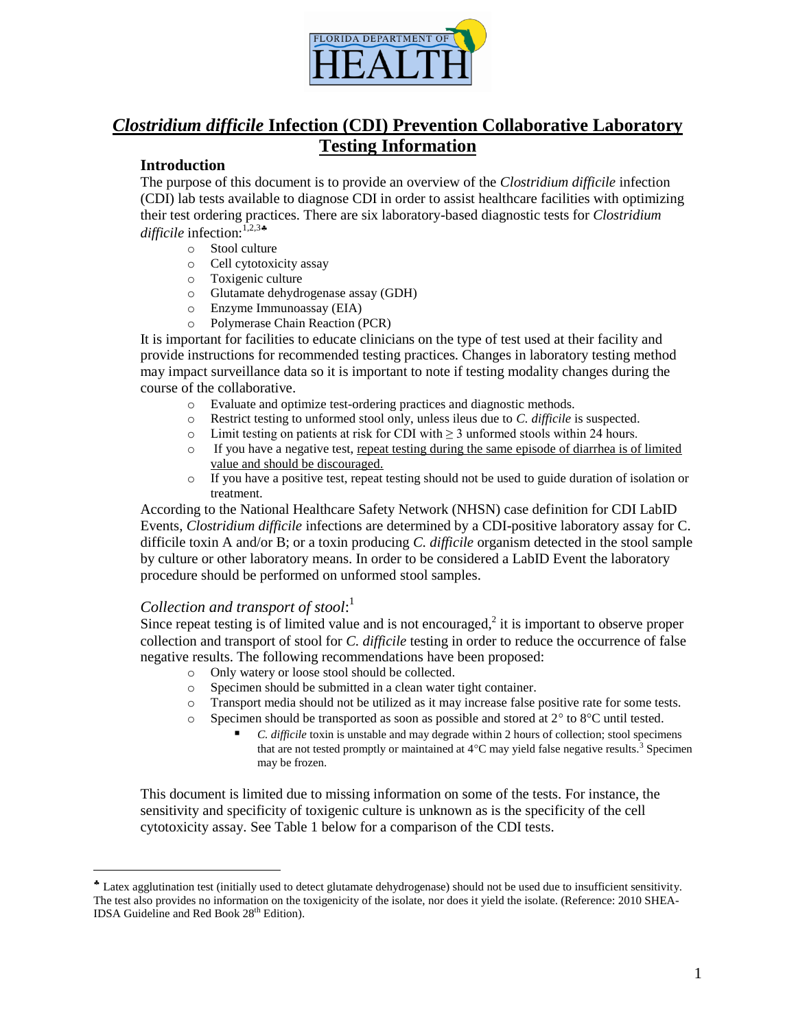# *Clostridium difficile* Infection (CDI) Prevention Collaborative Laboratory Testing Information

## Introduction

The purpose of this document is to provide an overview of the *Clostridium difficile* infection (CDI) lab tests available to diagnose CDI in order to assist healthcare facilities with optimizing their test ordering practices. There are six laboratory-based diagnostic tests for *Clostridium difficile* infection:[1,2,3♣]

- Stool culture
- Cell cytotoxicity assay
- Toxigenic culture
- Glutamate dehydrogenase assay (GDH)
- Enzyme Immunoassay (EIA)
- Polymerase Chain Reaction (PCR)

It is important for facilities to educate clinicians on the type of test used at their facility and provide instructions for recommended testing practices. Changes in laboratory testing method may impact surveillance data so it is important to note if testing modality changes during the course of the collaborative.

- Evaluate and optimize test-ordering practices and diagnostic methods.
- Restrict testing to unformed stool only, unless ileus due to *C. difficile* is suspected.
- Limit testing on patients at risk for CDI with ≥ 3 unformed stools within 24 hours.
- If you have a negative test, repeat testing during the same episode of diarrhea is of limited value and should be discouraged.
- If you have a positive test, repeat testing should not be used to guide duration of isolation or treatment.

According to the National Healthcare Safety Network (NHSN) case definition for CDI LabID Events, *Clostridium difficile* infections are determined by a CDI-positive laboratory assay for C. difficile toxin A and/or B; or a toxin producing *C. difficile* organism detected in the stool sample by culture or other laboratory means. In order to be considered a LabID Event the laboratory procedure should be performed on unformed stool samples.

### *Collection and transport of stool*:[1]

Since repeat testing is of limited value and is not encouraged,[2] it is important to observe proper collection and transport of stool for *C. difficile* testing in order to reduce the occurrence of false negative results. The following recommendations have been proposed:

- Only watery or loose stool should be collected.
- Specimen should be submitted in a clean water tight container.
- Transport media should not be utilized as it may increase false positive rate for some tests.
- Specimen should be transported as soon as possible and stored at 2° to 8°C until tested.
  - *C. difficile* toxin is unstable and may degrade within 2 hours of collection; stool specimens that are not tested promptly or maintained at 4°C may yield false negative results.[3] Specimen may be frozen.

This document is limited due to missing information on some of the tests. For instance, the sensitivity and specificity of toxigenic culture is unknown as is the specificity of the cell cytotoxicity assay. See Table 1 below for a comparison of the CDI tests.

---

♣ Latex agglutination test (initially used to detect glutamate dehydrogenase) should not be used due to insufficient sensitivity. The test also provides no information on the toxigenicity of the isolate, nor does it yield the isolate. (Reference: 2010 SHEA-IDSA Guideline and Red Book 28th Edition).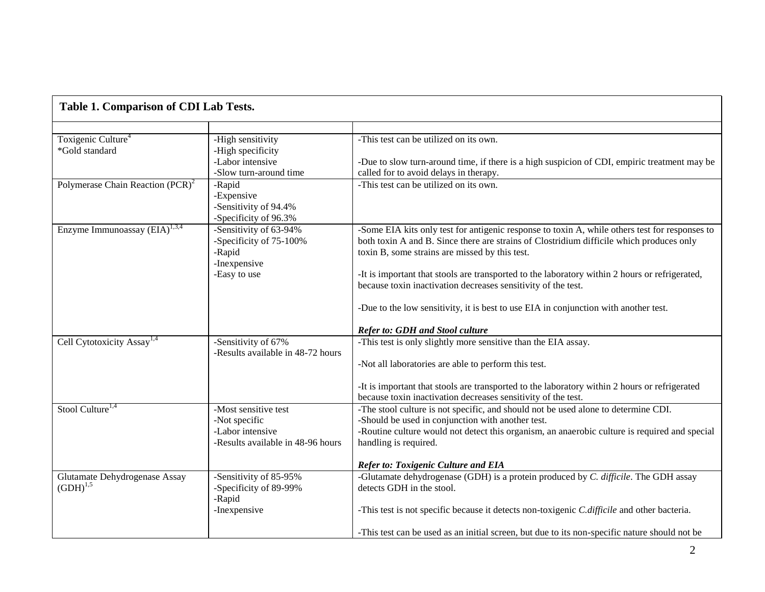**Table 1. Comparison of CDI Lab Tests.**

| | | |
|---|---|---|
| Toxigenic Culture[4]<br>*Gold standard | -High sensitivity<br>-High specificity<br>-Labor intensive<br>-Slow turn-around time | -This test can be utilized on its own.<br><br>-Due to slow turn-around time, if there is a high suspicion of CDI, empiric treatment may be called for to avoid delays in therapy. |
| Polymerase Chain Reaction (PCR)[2] | -Rapid<br>-Expensive<br>-Sensitivity of 94.4%<br>-Specificity of 96.3% | -This test can be utilized on its own. |
| Enzyme Immunoassay (EIA)[1,3,4] | -Sensitivity of 63-94%<br>-Specificity of 75-100%<br>-Rapid<br>-Inexpensive<br>-Easy to use | -Some EIA kits only test for antigenic response to toxin A, while others test for responses to both toxin A and B. Since there are strains of Clostridium difficile which produces only toxin B, some strains are missed by this test.<br><br>-It is important that stools are transported to the laboratory within 2 hours or refrigerated, because toxin inactivation decreases sensitivity of the test.<br><br>-Due to the low sensitivity, it is best to use EIA in conjunction with another test.<br><br>***Refer to: GDH and Stool culture*** |
| Cell Cytotoxicity Assay[1,4] | -Sensitivity of 67%<br>-Results available in 48-72 hours | -This test is only slightly more sensitive than the EIA assay.<br><br>-Not all laboratories are able to perform this test.<br><br>-It is important that stools are transported to the laboratory within 2 hours or refrigerated because toxin inactivation decreases sensitivity of the test. |
| Stool Culture[1,4] | -Most sensitive test<br>-Not specific<br>-Labor intensive<br>-Results available in 48-96 hours | -The stool culture is not specific, and should not be used alone to determine CDI.<br>-Should be used in conjunction with another test.<br>-Routine culture would not detect this organism, an anaerobic culture is required and special handling is required.<br><br>***Refer to: Toxigenic Culture and EIA*** |
| Glutamate Dehydrogenase Assay (GDH)[1,5] | -Sensitivity of 85-95%<br>-Specificity of 89-99%<br>-Rapid<br>-Inexpensive | -Glutamate dehydrogenase (GDH) is a protein produced by *C. difficile*. The GDH assay detects GDH in the stool.<br><br>-This test is not specific because it detects non-toxigenic *C.difficile* and other bacteria.<br><br>-This test can be used as an initial screen, but due to its non-specific nature should not be |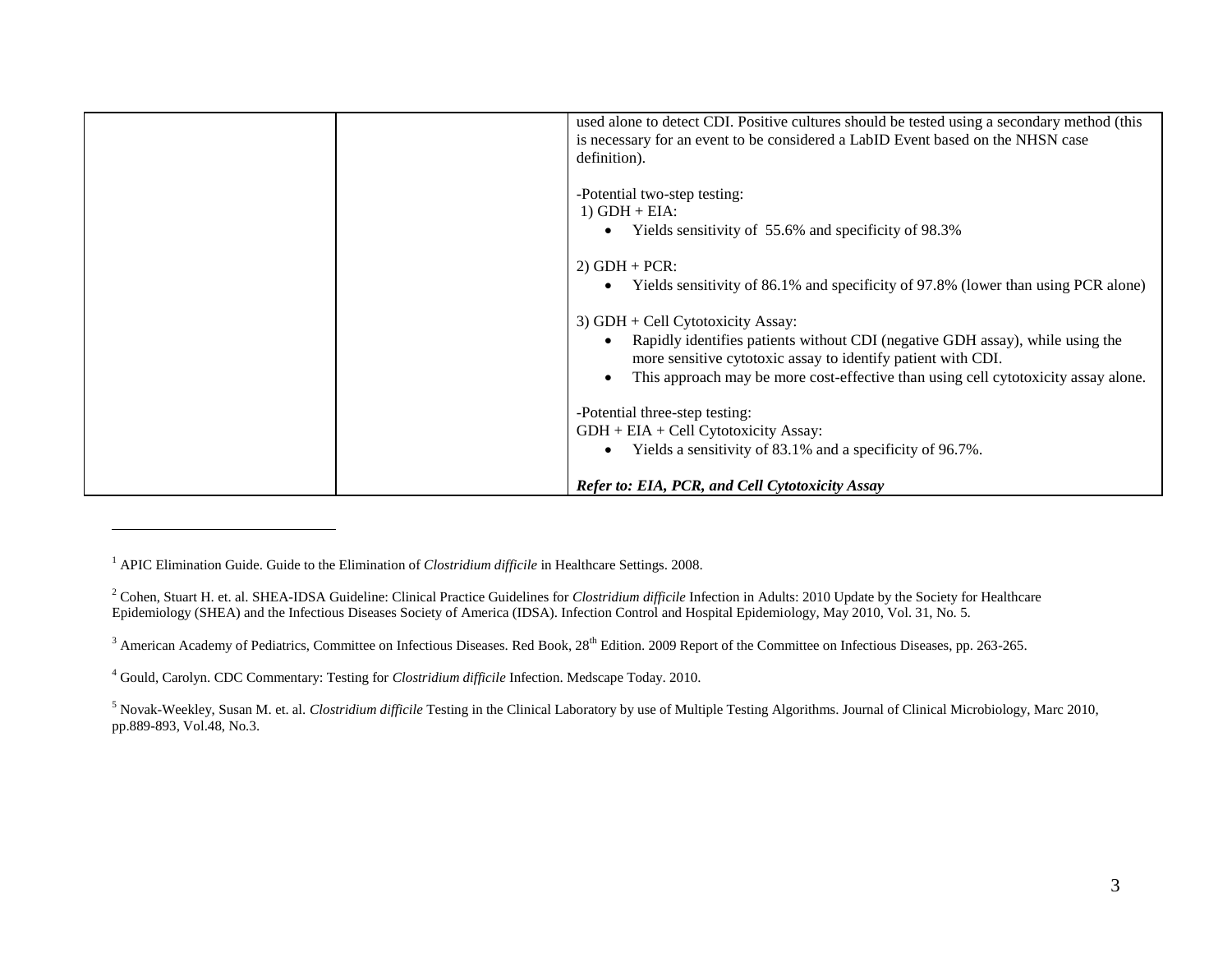| | | |
|---|---|---|
| | | used alone to detect CDI. Positive cultures should be tested using a secondary method (this is necessary for an event to be considered a LabID Event based on the NHSN case definition).<br><br>-Potential two-step testing:<br>1) GDH + EIA:<br>• Yields sensitivity of 55.6% and specificity of 98.3%<br><br>2) GDH + PCR:<br>• Yields sensitivity of 86.1% and specificity of 97.8% (lower than using PCR alone)<br><br>3) GDH + Cell Cytotoxicity Assay:<br>• Rapidly identifies patients without CDI (negative GDH assay), while using the more sensitive cytotoxic assay to identify patient with CDI.<br>• This approach may be more cost-effective than using cell cytotoxicity assay alone.<br><br>-Potential three-step testing:<br>GDH + EIA + Cell Cytotoxicity Assay:<br>• Yields a sensitivity of 83.1% and a specificity of 96.7%.<br><br>***Refer to: EIA, PCR, and Cell Cytotoxicity Assay*** |

---

[1] APIC Elimination Guide. Guide to the Elimination of *Clostridium difficile* in Healthcare Settings. 2008.

[2] Cohen, Stuart H. et. al. SHEA-IDSA Guideline: Clinical Practice Guidelines for *Clostridium difficile* Infection in Adults: 2010 Update by the Society for Healthcare Epidemiology (SHEA) and the Infectious Diseases Society of America (IDSA). Infection Control and Hospital Epidemiology, May 2010, Vol. 31, No. 5.

[3] American Academy of Pediatrics, Committee on Infectious Diseases. Red Book, 28th Edition. 2009 Report of the Committee on Infectious Diseases, pp. 263-265.

[4] Gould, Carolyn. CDC Commentary: Testing for *Clostridium difficile* Infection. Medscape Today. 2010.

[5] Novak-Weekley, Susan M. et. al. *Clostridium difficile* Testing in the Clinical Laboratory by use of Multiple Testing Algorithms. Journal of Clinical Microbiology, Marc 2010, pp.889-893, Vol.48, No.3.